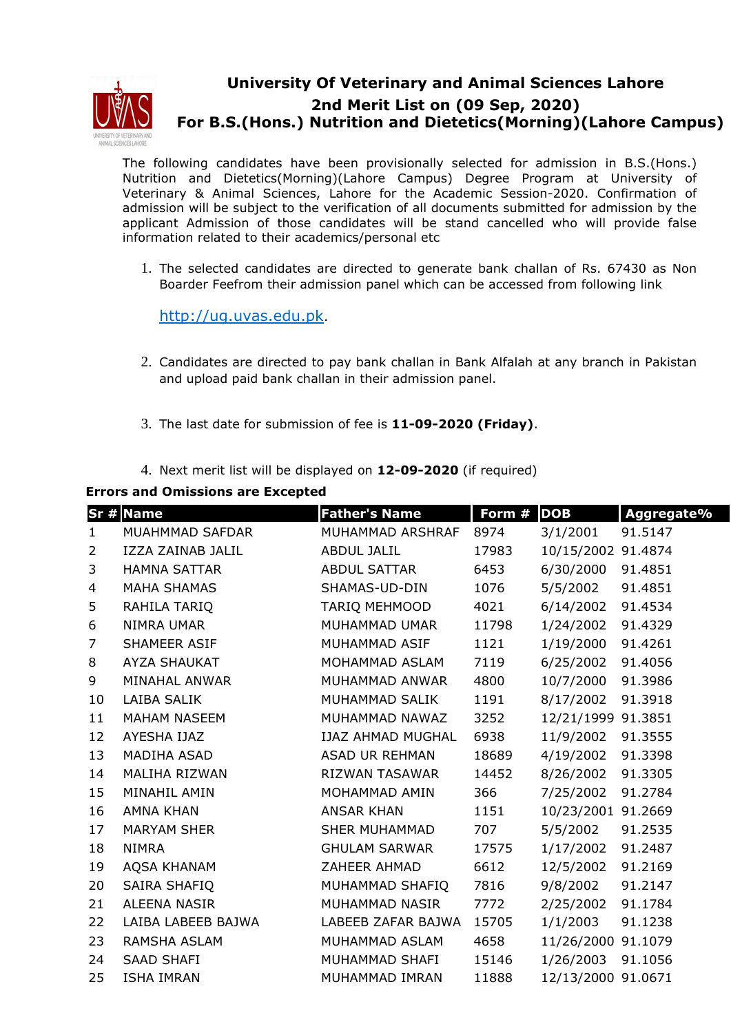# University Of Veterinary and Animal Sciences Lahore

## 2nd Merit List on (09 Sep, 2020)

## For B.S.(Hons.) Nutrition and Dietetics(Morning)(Lahore Campus)

The following candidates have been provisionally selected for admission in B.S.(Hons.) Nutrition and Dietetics(Morning)(Lahore Campus) Degree Program at University of Veterinary & Animal Sciences, Lahore for the Academic Session-2020. Confirmation of admission will be subject to the verification of all documents submitted for admission by the applicant Admission of those candidates will be stand cancelled who will provide false information related to their academics/personal etc

1. The selected candidates are directed to generate bank challan of Rs. 67430 as Non Boarder Feefrom their admission panel which can be accessed from following link

   http://ug.uvas.edu.pk.

2. Candidates are directed to pay bank challan in Bank Alfalah at any branch in Pakistan and upload paid bank challan in their admission panel.

3. The last date for submission of fee is **11-09-2020 (Friday)**.

4. Next merit list will be displayed on **12-09-2020** (if required)

**Errors and Omissions are Excepted**

| Sr # | Name | Father's Name | Form # | DOB | Aggregate% |
|---|---|---|---|---|---|
| 1 | MUAHMMAD SAFDAR | MUHAMMAD ARSHRAF | 8974 | 3/1/2001 | 91.5147 |
| 2 | IZZA ZAINAB JALIL | ABDUL JALIL | 17983 | 10/15/2002 | 91.4874 |
| 3 | HAMNA SATTAR | ABDUL SATTAR | 6453 | 6/30/2000 | 91.4851 |
| 4 | MAHA SHAMAS | SHAMAS-UD-DIN | 1076 | 5/5/2002 | 91.4851 |
| 5 | RAHILA TARIQ | TARIQ MEHMOOD | 4021 | 6/14/2002 | 91.4534 |
| 6 | NIMRA UMAR | MUHAMMAD UMAR | 11798 | 1/24/2002 | 91.4329 |
| 7 | SHAMEER ASIF | MUHAMMAD ASIF | 1121 | 1/19/2000 | 91.4261 |
| 8 | AYZA SHAUKAT | MOHAMMAD ASLAM | 7119 | 6/25/2002 | 91.4056 |
| 9 | MINAHAL ANWAR | MUHAMMAD ANWAR | 4800 | 10/7/2000 | 91.3986 |
| 10 | LAIBA SALIK | MUHAMMAD SALIK | 1191 | 8/17/2002 | 91.3918 |
| 11 | MAHAM NASEEM | MUHAMMAD NAWAZ | 3252 | 12/21/1999 | 91.3851 |
| 12 | AYESHA IJAZ | IJAZ AHMAD MUGHAL | 6938 | 11/9/2002 | 91.3555 |
| 13 | MADIHA ASAD | ASAD UR REHMAN | 18689 | 4/19/2002 | 91.3398 |
| 14 | MALIHA RIZWAN | RIZWAN TASAWAR | 14452 | 8/26/2002 | 91.3305 |
| 15 | MINAHIL AMIN | MOHAMMAD AMIN | 366 | 7/25/2002 | 91.2784 |
| 16 | AMNA KHAN | ANSAR KHAN | 1151 | 10/23/2001 | 91.2669 |
| 17 | MARYAM SHER | SHER MUHAMMAD | 707 | 5/5/2002 | 91.2535 |
| 18 | NIMRA | GHULAM SARWAR | 17575 | 1/17/2002 | 91.2487 |
| 19 | AQSA KHANAM | ZAHEER AHMAD | 6612 | 12/5/2002 | 91.2169 |
| 20 | SAIRA SHAFIQ | MUHAMMAD SHAFIQ | 7816 | 9/8/2002 | 91.2147 |
| 21 | ALEENA NASIR | MUHAMMAD NASIR | 7772 | 2/25/2002 | 91.1784 |
| 22 | LAIBA LABEEB BAJWA | LABEEB ZAFAR BAJWA | 15705 | 1/1/2003 | 91.1238 |
| 23 | RAMSHA ASLAM | MUHAMMAD ASLAM | 4658 | 11/26/2000 | 91.1079 |
| 24 | SAAD SHAFI | MUHAMMAD SHAFI | 15146 | 1/26/2003 | 91.1056 |
| 25 | ISHA IMRAN | MUHAMMAD IMRAN | 11888 | 12/13/2000 | 91.0671 |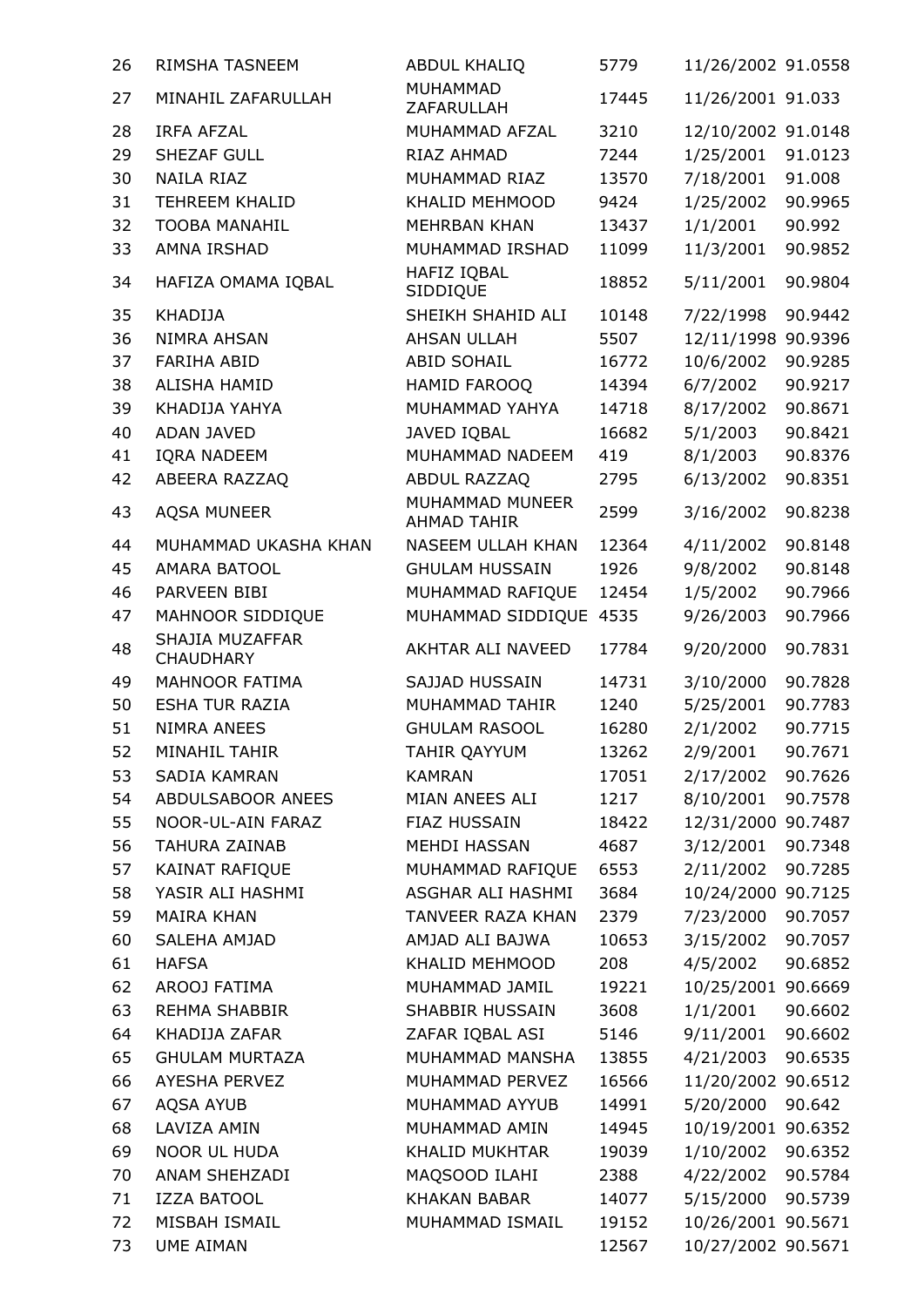| 26 | RIMSHA TASNEEM | ABDUL KHALIQ | 5779 | 11/26/2002 | 91.0558 |
|---|---|---|---|---|---|
| 27 | MINAHIL ZAFARULLAH | MUHAMMAD ZAFARULLAH | 17445 | 11/26/2001 | 91.033 |
| 28 | IRFA AFZAL | MUHAMMAD AFZAL | 3210 | 12/10/2002 | 91.0148 |
| 29 | SHEZAF GULL | RIAZ AHMAD | 7244 | 1/25/2001 | 91.0123 |
| 30 | NAILA RIAZ | MUHAMMAD RIAZ | 13570 | 7/18/2001 | 91.008 |
| 31 | TEHREEM KHALID | KHALID MEHMOOD | 9424 | 1/25/2002 | 90.9965 |
| 32 | TOOBA MANAHIL | MEHRBAN KHAN | 13437 | 1/1/2001 | 90.992 |
| 33 | AMNA IRSHAD | MUHAMMAD IRSHAD | 11099 | 11/3/2001 | 90.9852 |
| 34 | HAFIZA OMAMA IQBAL | HAFIZ IQBAL SIDDIQUE | 18852 | 5/11/2001 | 90.9804 |
| 35 | KHADIJA | SHEIKH SHAHID ALI | 10148 | 7/22/1998 | 90.9442 |
| 36 | NIMRA AHSAN | AHSAN ULLAH | 5507 | 12/11/1998 | 90.9396 |
| 37 | FARIHA ABID | ABID SOHAIL | 16772 | 10/6/2002 | 90.9285 |
| 38 | ALISHA HAMID | HAMID FAROOQ | 14394 | 6/7/2002 | 90.9217 |
| 39 | KHADIJA YAHYA | MUHAMMAD YAHYA | 14718 | 8/17/2002 | 90.8671 |
| 40 | ADAN JAVED | JAVED IQBAL | 16682 | 5/1/2003 | 90.8421 |
| 41 | IQRA NADEEM | MUHAMMAD NADEEM | 419 | 8/1/2003 | 90.8376 |
| 42 | ABEERA RAZZAQ | ABDUL RAZZAQ | 2795 | 6/13/2002 | 90.8351 |
| 43 | AQSA MUNEER | MUHAMMAD MUNEER AHMAD TAHIR | 2599 | 3/16/2002 | 90.8238 |
| 44 | MUHAMMAD UKASHA KHAN | NASEEM ULLAH KHAN | 12364 | 4/11/2002 | 90.8148 |
| 45 | AMARA BATOOL | GHULAM HUSSAIN | 1926 | 9/8/2002 | 90.8148 |
| 46 | PARVEEN BIBI | MUHAMMAD RAFIQUE | 12454 | 1/5/2002 | 90.7966 |
| 47 | MAHNOOR SIDDIQUE | MUHAMMAD SIDDIQUE | 4535 | 9/26/2003 | 90.7966 |
| 48 | SHAJIA MUZAFFAR CHAUDHARY | AKHTAR ALI NAVEED | 17784 | 9/20/2000 | 90.7831 |
| 49 | MAHNOOR FATIMA | SAJJAD HUSSAIN | 14731 | 3/10/2000 | 90.7828 |
| 50 | ESHA TUR RAZIA | MUHAMMAD TAHIR | 1240 | 5/25/2001 | 90.7783 |
| 51 | NIMRA ANEES | GHULAM RASOOL | 16280 | 2/1/2002 | 90.7715 |
| 52 | MINAHIL TAHIR | TAHIR QAYYUM | 13262 | 2/9/2001 | 90.7671 |
| 53 | SADIA KAMRAN | KAMRAN | 17051 | 2/17/2002 | 90.7626 |
| 54 | ABDULSABOOR ANEES | MIAN ANEES ALI | 1217 | 8/10/2001 | 90.7578 |
| 55 | NOOR-UL-AIN FARAZ | FIAZ HUSSAIN | 18422 | 12/31/2000 | 90.7487 |
| 56 | TAHURA ZAINAB | MEHDI HASSAN | 4687 | 3/12/2001 | 90.7348 |
| 57 | KAINAT RAFIQUE | MUHAMMAD RAFIQUE | 6553 | 2/11/2002 | 90.7285 |
| 58 | YASIR ALI HASHMI | ASGHAR ALI HASHMI | 3684 | 10/24/2000 | 90.7125 |
| 59 | MAIRA KHAN | TANVEER RAZA KHAN | 2379 | 7/23/2000 | 90.7057 |
| 60 | SALEHA AMJAD | AMJAD ALI BAJWA | 10653 | 3/15/2002 | 90.7057 |
| 61 | HAFSA | KHALID MEHMOOD | 208 | 4/5/2002 | 90.6852 |
| 62 | AROOJ FATIMA | MUHAMMAD JAMIL | 19221 | 10/25/2001 | 90.6669 |
| 63 | REHMA SHABBIR | SHABBIR HUSSAIN | 3608 | 1/1/2001 | 90.6602 |
| 64 | KHADIJA ZAFAR | ZAFAR IQBAL ASI | 5146 | 9/11/2001 | 90.6602 |
| 65 | GHULAM MURTAZA | MUHAMMAD MANSHA | 13855 | 4/21/2003 | 90.6535 |
| 66 | AYESHA PERVEZ | MUHAMMAD PERVEZ | 16566 | 11/20/2002 | 90.6512 |
| 67 | AQSA AYUB | MUHAMMAD AYYUB | 14991 | 5/20/2000 | 90.642 |
| 68 | LAVIZA AMIN | MUHAMMAD AMIN | 14945 | 10/19/2001 | 90.6352 |
| 69 | NOOR UL HUDA | KHALID MUKHTAR | 19039 | 1/10/2002 | 90.6352 |
| 70 | ANAM SHEHZADI | MAQSOOD ILAHI | 2388 | 4/22/2002 | 90.5784 |
| 71 | IZZA BATOOL | KHAKAN BABAR | 14077 | 5/15/2000 | 90.5739 |
| 72 | MISBAH ISMAIL | MUHAMMAD ISMAIL | 19152 | 10/26/2001 | 90.5671 |
| 73 | UME AIMAN | | 12567 | 10/27/2002 | 90.5671 |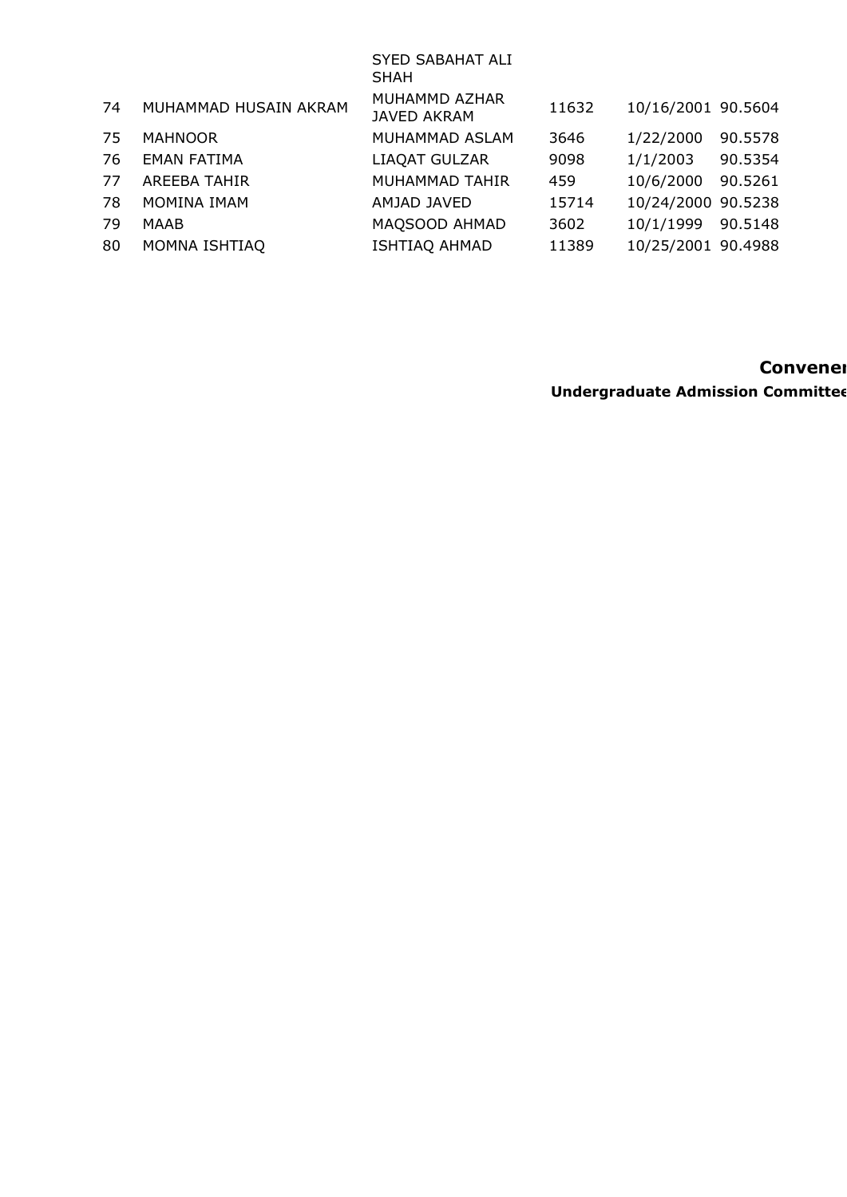| | | | | | |
|---|---|---|---|---|---|
| | | SYED SABAHAT ALI SHAH | | | |
| 74 | MUHAMMAD HUSAIN AKRAM | MUHAMMD AZHAR JAVED AKRAM | 11632 | 10/16/2001 | 90.5604 |
| 75 | MAHNOOR | MUHAMMAD ASLAM | 3646 | 1/22/2000 | 90.5578 |
| 76 | EMAN FATIMA | LIAQAT GULZAR | 9098 | 1/1/2003 | 90.5354 |
| 77 | AREEBA TAHIR | MUHAMMAD TAHIR | 459 | 10/6/2000 | 90.5261 |
| 78 | MOMINA IMAM | AMJAD JAVED | 15714 | 10/24/2000 | 90.5238 |
| 79 | MAAB | MAQSOOD AHMAD | 3602 | 10/1/1999 | 90.5148 |
| 80 | MOMNA ISHTIAQ | ISHTIAQ AHMAD | 11389 | 10/25/2001 | 90.4988 |

**Convener**

**Undergraduate Admission Committee**